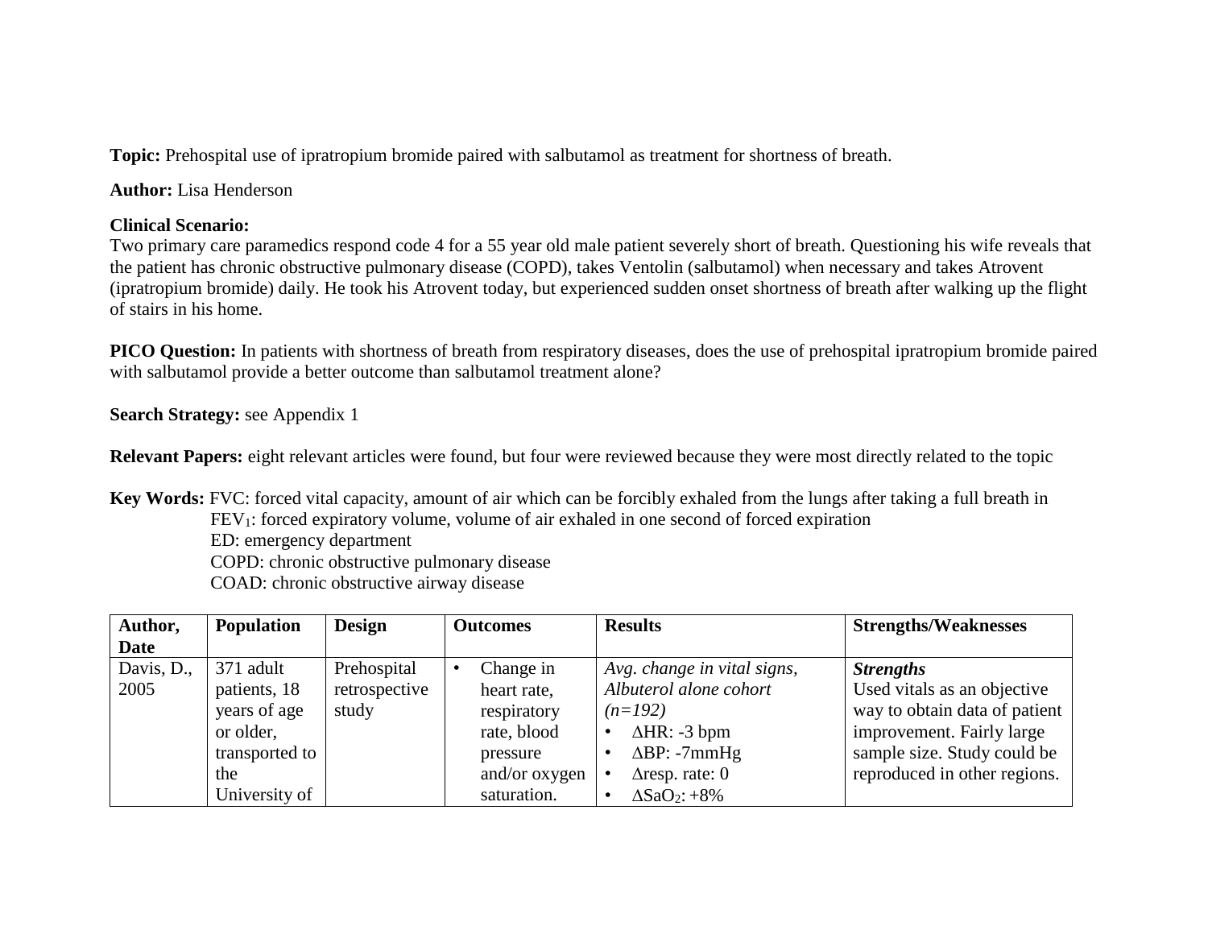**Topic:** Prehospital use of ipratropium bromide paired with salbutamol as treatment for shortness of breath.

**Author:** Lisa Henderson

**Clinical Scenario:**
Two primary care paramedics respond code 4 for a 55 year old male patient severely short of breath. Questioning his wife reveals that the patient has chronic obstructive pulmonary disease (COPD), takes Ventolin (salbutamol) when necessary and takes Atrovent (ipratropium bromide) daily. He took his Atrovent today, but experienced sudden onset shortness of breath after walking up the flight of stairs in his home.

**PICO Question:** In patients with shortness of breath from respiratory diseases, does the use of prehospital ipratropium bromide paired with salbutamol provide a better outcome than salbutamol treatment alone?

**Search Strategy:** see Appendix 1

**Relevant Papers:** eight relevant articles were found, but four were reviewed because they were most directly related to the topic

**Key Words:** FVC: forced vital capacity, amount of air which can be forcibly exhaled from the lungs after taking a full breath in
$FEV_1$: forced expiratory volume, volume of air exhaled in one second of forced expiration
ED: emergency department
COPD: chronic obstructive pulmonary disease
COAD: chronic obstructive airway disease

| Author, Date | Population | Design | Outcomes | Results | Strengths/Weaknesses |
|---|---|---|---|---|---|
| Davis, D., 2005 | 371 adult patients, 18 years of age or older, transported to the University of | Prehospital retrospective study | • Change in heart rate, respiratory rate, blood pressure and/or oxygen saturation. | *Avg. change in vital signs, Albuterol alone cohort (n=192)*<br>• ΔHR: -3 bpm<br>• ΔBP: -7mmHg<br>• Δresp. rate: 0<br>• $\Delta SaO_2$: +8% | ***Strengths***<br>Used vitals as an objective way to obtain data of patient improvement. Fairly large sample size. Study could be reproduced in other regions. |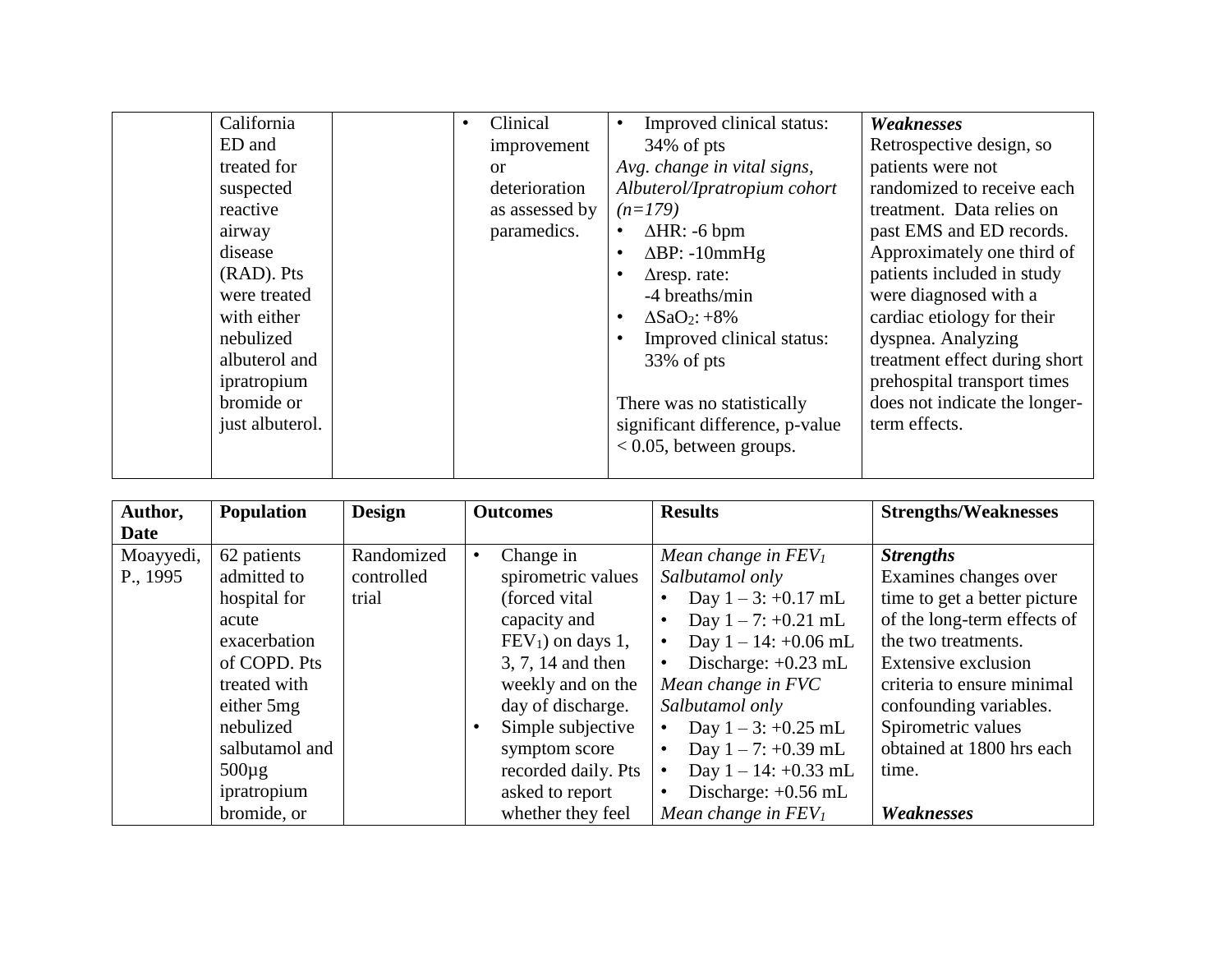| | | | | | |
|---|---|---|---|---|---|
| | California ED and treated for suspected reactive airway disease (RAD). Pts were treated with either nebulized albuterol and ipratropium bromide or just albuterol. | | • Clinical improvement or deterioration as assessed by paramedics. | • Improved clinical status: 34% of pts<br>*Avg. change in vital signs, Albuterol/Ipratropium cohort (n=179)*<br>• ΔHR: -6 bpm<br>• ΔBP: -10mmHg<br>• Δresp. rate: -4 breaths/min<br>• $\Delta SaO_2$: +8%<br>• Improved clinical status: 33% of pts<br><br>There was no statistically significant difference, p-value < 0.05, between groups. | ***Weaknesses***<br>Retrospective design, so patients were not randomized to receive each treatment. Data relies on past EMS and ED records. Approximately one third of patients included in study were diagnosed with a cardiac etiology for their dyspnea. Analyzing treatment effect during short prehospital transport times does not indicate the longer-term effects. |

| Author, Date | Population | Design | Outcomes | Results | Strengths/Weaknesses |
|---|---|---|---|---|---|
| Moayyedi, P., 1995 | 62 patients admitted to hospital for acute exacerbation of COPD. Pts treated with either 5mg nebulized salbutamol and 500µg ipratropium bromide, or | Randomized controlled trial | • Change in spirometric values (forced vital capacity and $FEV_1$) on days 1, 3, 7, 14 and then weekly and on the day of discharge.<br>• Simple subjective symptom score recorded daily. Pts asked to report whether they feel | *Mean change in $FEV_1$ Salbutamol only*<br>• Day 1 – 3: +0.17 mL<br>• Day 1 – 7: +0.21 mL<br>• Day 1 – 14: +0.06 mL<br>• Discharge: +0.23 mL<br>*Mean change in FVC Salbutamol only*<br>• Day 1 – 3: +0.25 mL<br>• Day 1 – 7: +0.39 mL<br>• Day 1 – 14: +0.33 mL<br>• Discharge: +0.56 mL<br>*Mean change in $FEV_1$* | ***Strengths***<br>Examines changes over time to get a better picture of the long-term effects of the two treatments. Extensive exclusion criteria to ensure minimal confounding variables. Spirometric values obtained at 1800 hrs each time.<br><br>***Weaknesses*** |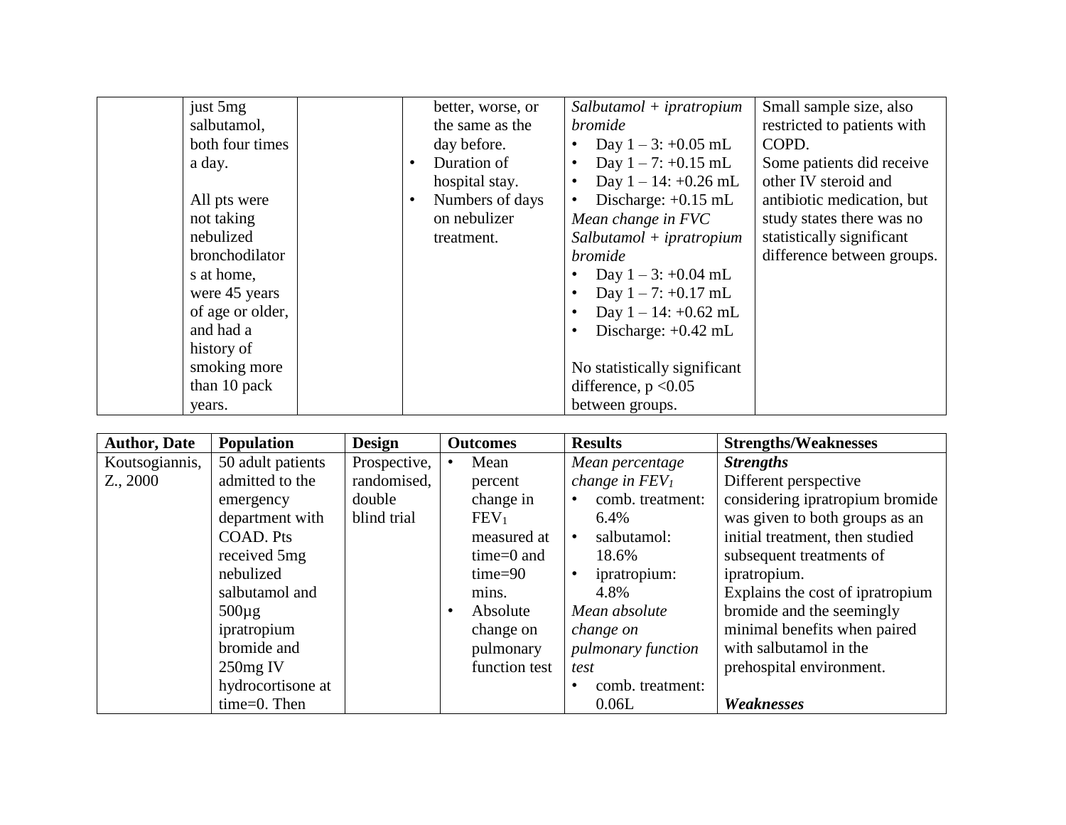| | | | | | |
|---|---|---|---|---|---|
| | just 5mg salbutamol, both four times a day.<br><br>All pts were not taking nebulized bronchodilators at home, were 45 years of age or older, and had a history of smoking more than 10 pack years. | | better, worse, or the same as the day before.<br>• Duration of hospital stay.<br>• Numbers of days on nebulizer treatment. | *Salbutamol + ipratropium bromide*<br>• Day 1 – 3: +0.05 mL<br>• Day 1 – 7: +0.15 mL<br>• Day 1 – 14: +0.26 mL<br>• Discharge: +0.15 mL<br>*Mean change in FVC*<br>*Salbutamol + ipratropium bromide*<br>• Day 1 – 3: +0.04 mL<br>• Day 1 – 7: +0.17 mL<br>• Day 1 – 14: +0.62 mL<br>• Discharge: +0.42 mL<br><br>No statistically significant difference, $p < 0.05$ between groups. | Small sample size, also restricted to patients with COPD.<br>Some patients did receive other IV steroid and antibiotic medication, but study states there was no statistically significant difference between groups. |

| Author, Date | Population | Design | Outcomes | Results | Strengths/Weaknesses |
|---|---|---|---|---|---|
| Koutsogiannis, Z., 2000 | 50 adult patients admitted to the emergency department with COAD. Pts received 5mg nebulized salbutamol and 500µg ipratropium bromide and 250mg IV hydrocortisone at time=0. Then | Prospective, randomised, double blind trial | • Mean percent change in $FEV_1$ measured at time=0 and time=90 mins.<br>• Absolute change on pulmonary function test | *Mean percentage change in $FEV_1$*<br>• comb. treatment: 6.4%<br>• salbutamol: 18.6%<br>• ipratropium: 4.8%<br>*Mean absolute change on pulmonary function test*<br>• comb. treatment: 0.06L | ***Strengths***<br>Different perspective considering ipratropium bromide was given to both groups as an initial treatment, then studied subsequent treatments of ipratropium.<br>Explains the cost of ipratropium bromide and the seemingly minimal benefits when paired with salbutamol in the prehospital environment.<br><br>***Weaknesses*** |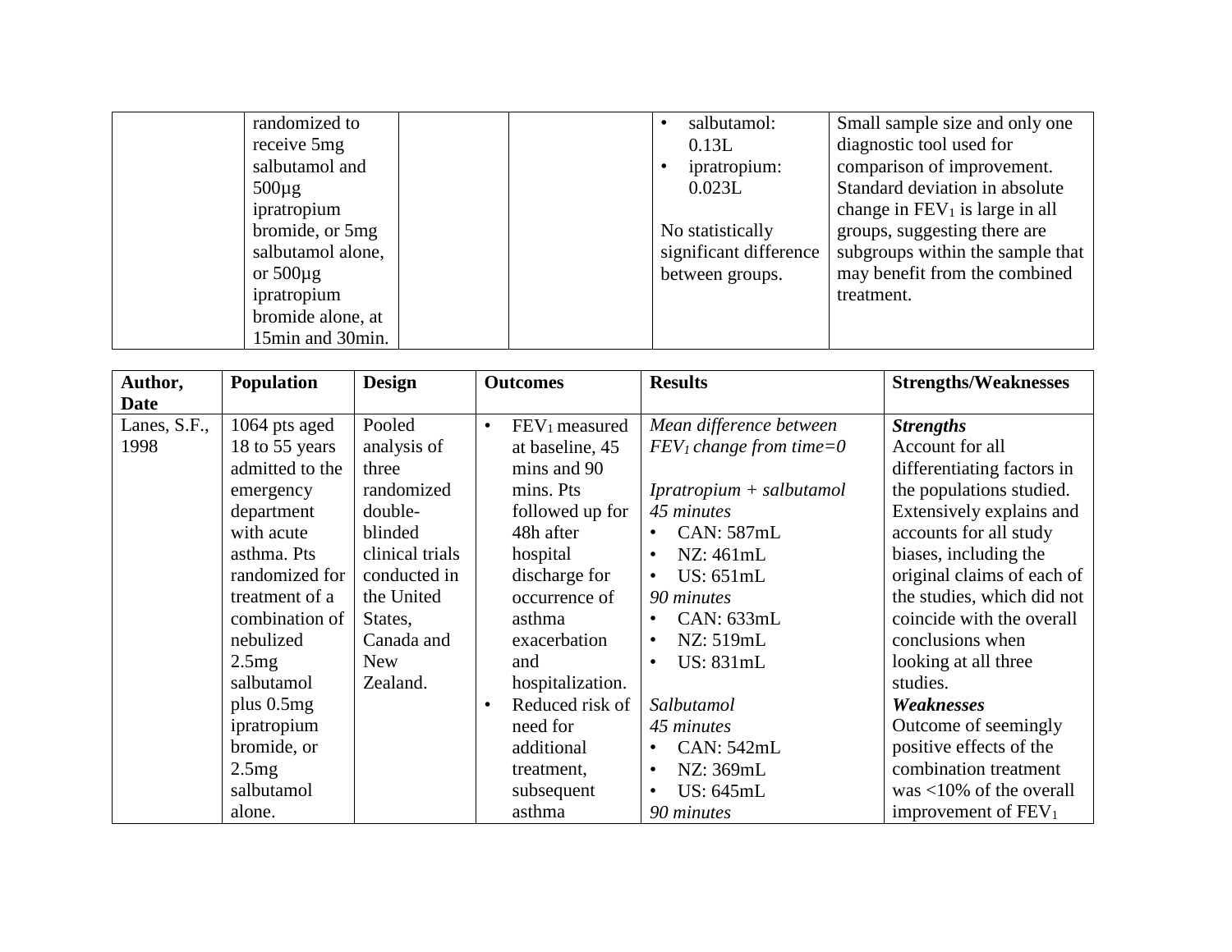| | | | | | |
|---|---|---|---|---|---|
| | randomized to receive 5mg salbutamol and 500µg ipratropium bromide, or 5mg salbutamol alone, or 500µg ipratropium bromide alone, at 15min and 30min. | | | • salbutamol: 0.13L<br>• ipratropium: 0.023L<br><br>No statistically significant difference between groups. | Small sample size and only one diagnostic tool used for comparison of improvement. Standard deviation in absolute change in $FEV_1$ is large in all groups, suggesting there are subgroups within the sample that may benefit from the combined treatment. |

| Author, Date | Population | Design | Outcomes | Results | Strengths/Weaknesses |
|---|---|---|---|---|---|
| Lanes, S.F., 1998 | 1064 pts aged 18 to 55 years admitted to the emergency department with acute asthma. Pts randomized for treatment of a combination of nebulized 2.5mg salbutamol plus 0.5mg ipratropium bromide, or 2.5mg salbutamol alone. | Pooled analysis of three randomized double-blinded clinical trials conducted in the United States, Canada and New Zealand. | • $FEV_1$ measured at baseline, 45 mins and 90 mins. Pts followed up for 48h after hospital discharge for occurrence of asthma exacerbation and hospitalization.<br>• Reduced risk of need for additional treatment, subsequent asthma | *Mean difference between $FEV_1$ change from time=0*<br><br>*Ipratropium + salbutamol*<br>*45 minutes*<br>• CAN: 587mL<br>• NZ: 461mL<br>• US: 651mL<br>*90 minutes*<br>• CAN: 633mL<br>• NZ: 519mL<br>• US: 831mL<br><br>*Salbutamol*<br>*45 minutes*<br>• CAN: 542mL<br>• NZ: 369mL<br>• US: 645mL<br>*90 minutes* | ***Strengths***<br>Account for all differentiating factors in the populations studied. Extensively explains and accounts for all study biases, including the original claims of each of the studies, which did not coincide with the overall conclusions when looking at all three studies.<br>***Weaknesses***<br>Outcome of seemingly positive effects of the combination treatment was <10% of the overall improvement of $FEV_1$ |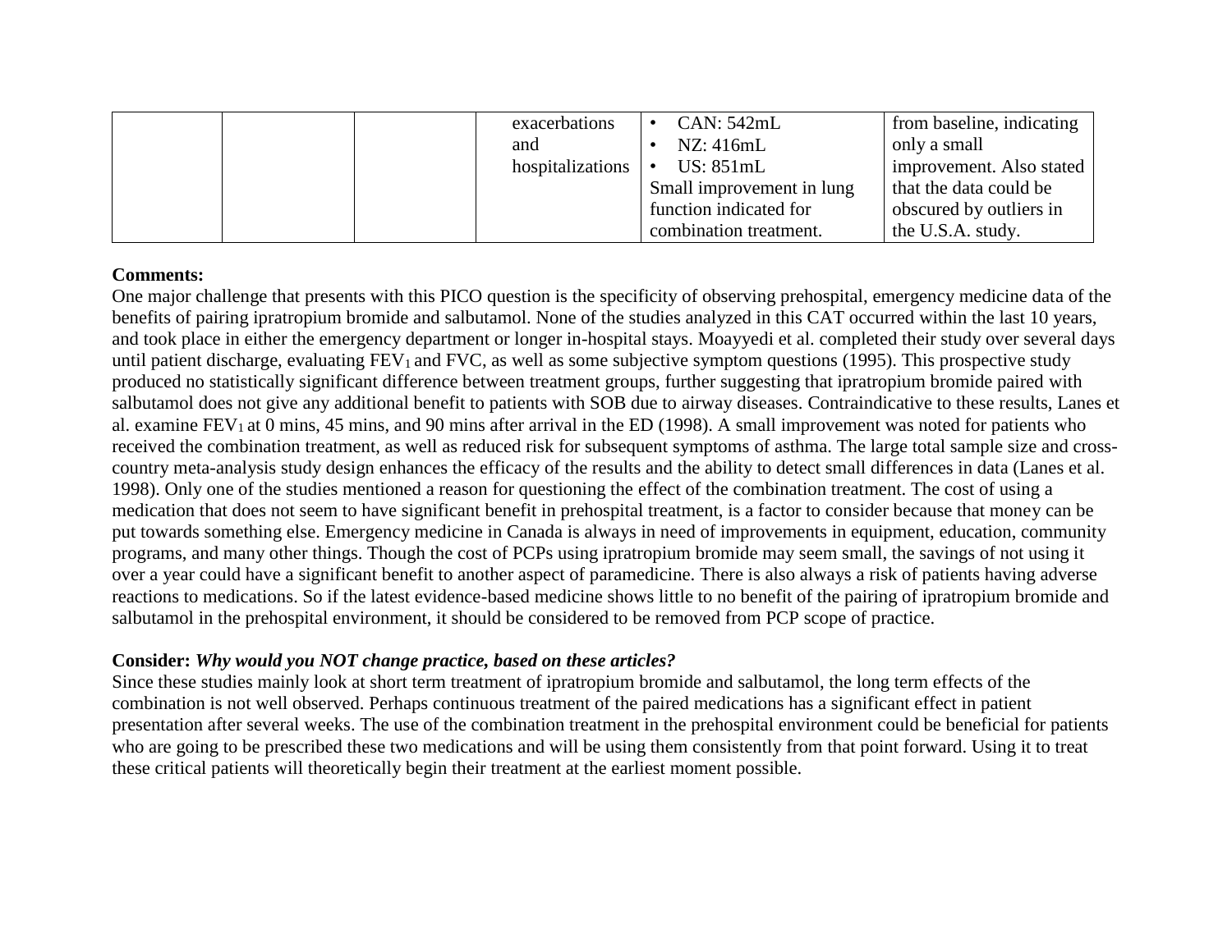| | | | exacerbations and hospitalizations | • CAN: 542mL<br>• NZ: 416mL<br>• US: 851mL<br>Small improvement in lung function indicated for combination treatment. | from baseline, indicating only a small improvement. Also stated that the data could be obscured by outliers in the U.S.A. study. |
|---|---|---|---|---|---|

**Comments:**

One major challenge that presents with this PICO question is the specificity of observing prehospital, emergency medicine data of the benefits of pairing ipratropium bromide and salbutamol. None of the studies analyzed in this CAT occurred within the last 10 years, and took place in either the emergency department or longer in-hospital stays. Moayyedi et al. completed their study over several days until patient discharge, evaluating $FEV_1$ and FVC, as well as some subjective symptom questions (1995). This prospective study produced no statistically significant difference between treatment groups, further suggesting that ipratropium bromide paired with salbutamol does not give any additional benefit to patients with SOB due to airway diseases. Contraindicative to these results, Lanes et al. examine $FEV_1$ at 0 mins, 45 mins, and 90 mins after arrival in the ED (1998). A small improvement was noted for patients who received the combination treatment, as well as reduced risk for subsequent symptoms of asthma. The large total sample size and cross-country meta-analysis study design enhances the efficacy of the results and the ability to detect small differences in data (Lanes et al. 1998). Only one of the studies mentioned a reason for questioning the effect of the combination treatment. The cost of using a medication that does not seem to have significant benefit in prehospital treatment, is a factor to consider because that money can be put towards something else. Emergency medicine in Canada is always in need of improvements in equipment, education, community programs, and many other things. Though the cost of PCPs using ipratropium bromide may seem small, the savings of not using it over a year could have a significant benefit to another aspect of paramedicine. There is also always a risk of patients having adverse reactions to medications. So if the latest evidence-based medicine shows little to no benefit of the pairing of ipratropium bromide and salbutamol in the prehospital environment, it should be considered to be removed from PCP scope of practice.

**Consider:** ***Why would you NOT change practice, based on these articles?***

Since these studies mainly look at short term treatment of ipratropium bromide and salbutamol, the long term effects of the combination is not well observed. Perhaps continuous treatment of the paired medications has a significant effect in patient presentation after several weeks. The use of the combination treatment in the prehospital environment could be beneficial for patients who are going to be prescribed these two medications and will be using them consistently from that point forward. Using it to treat these critical patients will theoretically begin their treatment at the earliest moment possible.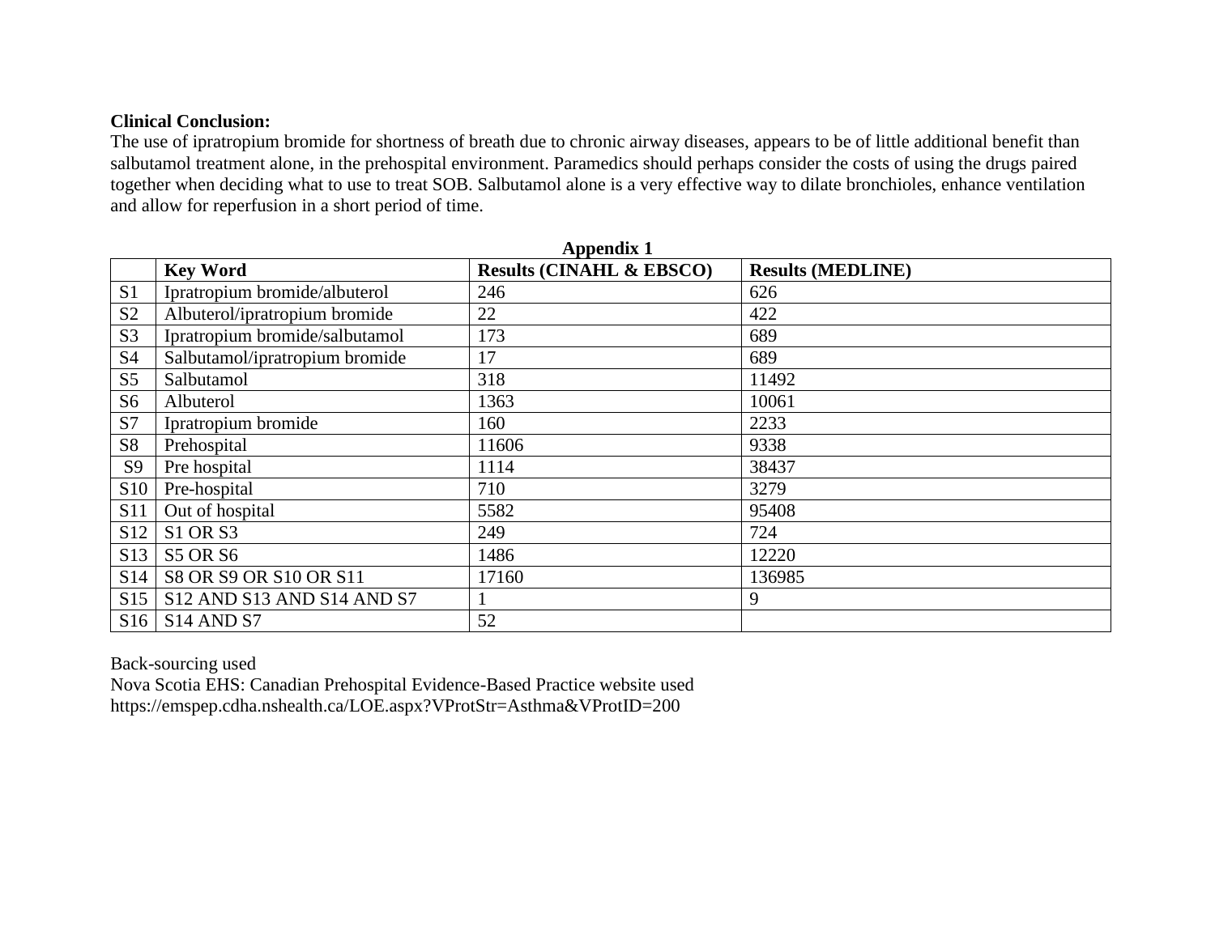**Clinical Conclusion:**

The use of ipratropium bromide for shortness of breath due to chronic airway diseases, appears to be of little additional benefit than salbutamol treatment alone, in the prehospital environment. Paramedics should perhaps consider the costs of using the drugs paired together when deciding what to use to treat SOB. Salbutamol alone is a very effective way to dilate bronchioles, enhance ventilation and allow for reperfusion in a short period of time.

**Appendix 1**

| | Key Word | Results (CINAHL & EBSCO) | Results (MEDLINE) |
|---|---|---|---|
| S1 | Ipratropium bromide/albuterol | 246 | 626 |
| S2 | Albuterol/ipratropium bromide | 22 | 422 |
| S3 | Ipratropium bromide/salbutamol | 173 | 689 |
| S4 | Salbutamol/ipratropium bromide | 17 | 689 |
| S5 | Salbutamol | 318 | 11492 |
| S6 | Albuterol | 1363 | 10061 |
| S7 | Ipratropium bromide | 160 | 2233 |
| S8 | Prehospital | 11606 | 9338 |
| S9 | Pre hospital | 1114 | 38437 |
| S10 | Pre-hospital | 710 | 3279 |
| S11 | Out of hospital | 5582 | 95408 |
| S12 | S1 OR S3 | 249 | 724 |
| S13 | S5 OR S6 | 1486 | 12220 |
| S14 | S8 OR S9 OR S10 OR S11 | 17160 | 136985 |
| S15 | S12 AND S13 AND S14 AND S7 | 1 | 9 |
| S16 | S14 AND S7 | 52 | |

Back-sourcing used

Nova Scotia EHS: Canadian Prehospital Evidence-Based Practice website used

https://emspep.cdha.nshealth.ca/LOE.aspx?VProtStr=Asthma&VProtID=200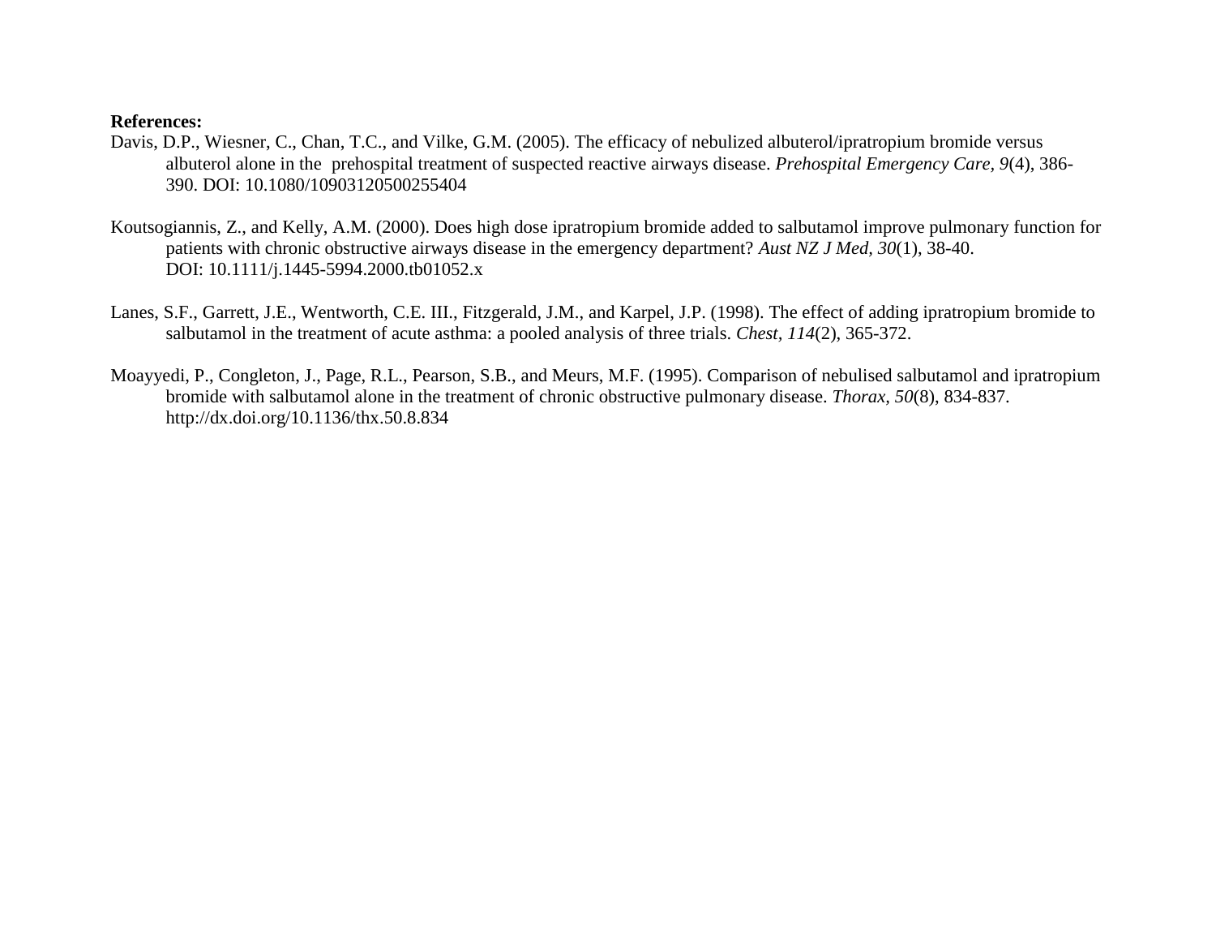**References:**

Davis, D.P., Wiesner, C., Chan, T.C., and Vilke, G.M. (2005). The efficacy of nebulized albuterol/ipratropium bromide versus albuterol alone in the prehospital treatment of suspected reactive airways disease. *Prehospital Emergency Care, 9*(4), 386-390. DOI: 10.1080/10903120500255404

Koutsogiannis, Z., and Kelly, A.M. (2000). Does high dose ipratropium bromide added to salbutamol improve pulmonary function for patients with chronic obstructive airways disease in the emergency department? *Aust NZ J Med, 30*(1), 38-40. DOI: 10.1111/j.1445-5994.2000.tb01052.x

Lanes, S.F., Garrett, J.E., Wentworth, C.E. III., Fitzgerald, J.M., and Karpel, J.P. (1998). The effect of adding ipratropium bromide to salbutamol in the treatment of acute asthma: a pooled analysis of three trials. *Chest, 114*(2), 365-372.

Moayyedi, P., Congleton, J., Page, R.L., Pearson, S.B., and Meurs, M.F. (1995). Comparison of nebulised salbutamol and ipratropium bromide with salbutamol alone in the treatment of chronic obstructive pulmonary disease. *Thorax, 50*(8), 834-837. http://dx.doi.org/10.1136/thx.50.8.834